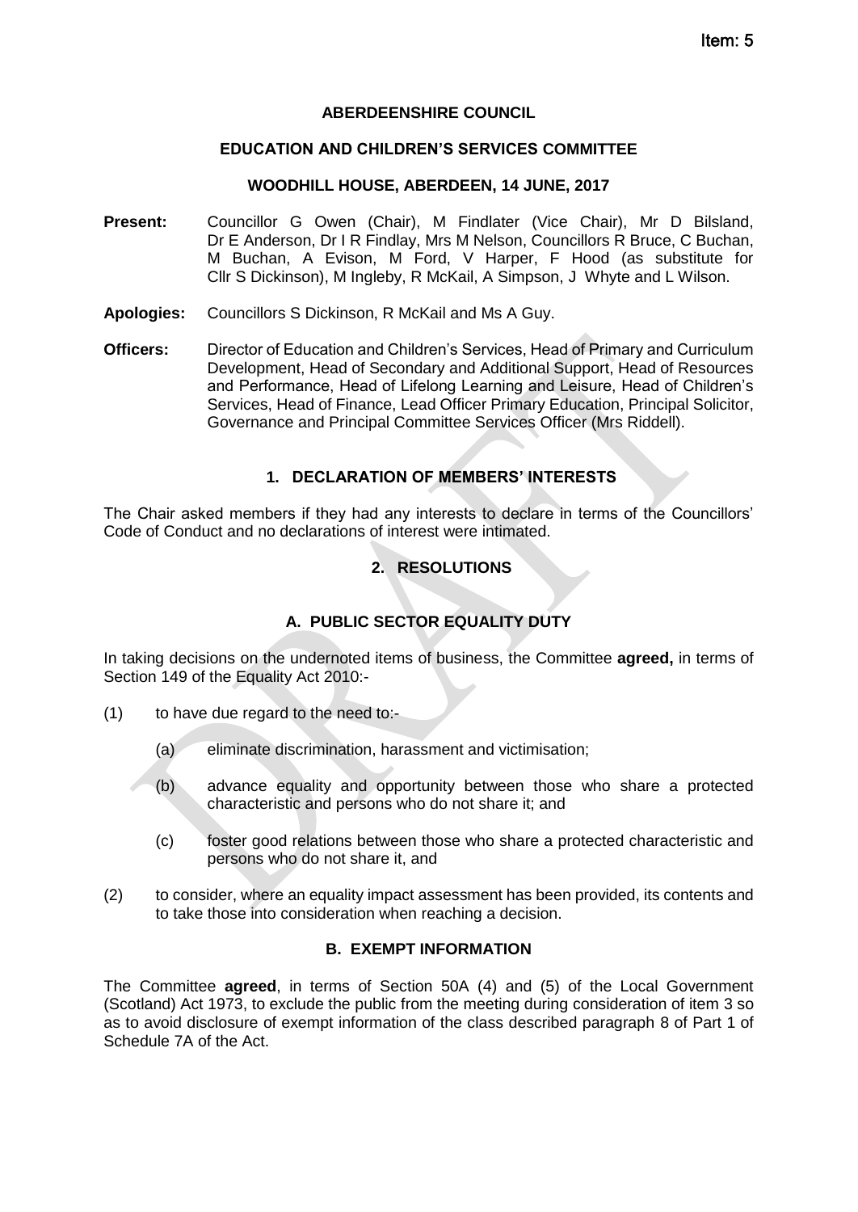Item: 5

**ABERDEENSHIRE COUNCIL**

**EDUCATION AND CHILDREN'S SERVICES COMMITTEE**

**WOODHILL HOUSE, ABERDEEN, 14 JUNE, 2017**

**Present:** Councillor G Owen (Chair), M Findlater (Vice Chair), Mr D Bilsland, Dr E Anderson, Dr I R Findlay, Mrs M Nelson, Councillors R Bruce, C Buchan, M Buchan, A Evison, M Ford, V Harper, F Hood (as substitute for Cllr S Dickinson), M Ingleby, R McKail, A Simpson, J Whyte and L Wilson.

**Apologies:** Councillors S Dickinson, R McKail and Ms A Guy.

**Officers:** Director of Education and Children's Services, Head of Primary and Curriculum Development, Head of Secondary and Additional Support, Head of Resources and Performance, Head of Lifelong Learning and Leisure, Head of Children's Services, Head of Finance, Lead Officer Primary Education, Principal Solicitor, Governance and Principal Committee Services Officer (Mrs Riddell).

## 1. DECLARATION OF MEMBERS' INTERESTS

The Chair asked members if they had any interests to declare in terms of the Councillors' Code of Conduct and no declarations of interest were intimated.

## 2. RESOLUTIONS

### A. PUBLIC SECTOR EQUALITY DUTY

In taking decisions on the undernoted items of business, the Committee **agreed,** in terms of Section 149 of the Equality Act 2010:-

(1) to have due regard to the need to:-

(a) eliminate discrimination, harassment and victimisation;

(b) advance equality and opportunity between those who share a protected characteristic and persons who do not share it; and

(c) foster good relations between those who share a protected characteristic and persons who do not share it, and

(2) to consider, where an equality impact assessment has been provided, its contents and to take those into consideration when reaching a decision.

### B. EXEMPT INFORMATION

The Committee **agreed**, in terms of Section 50A (4) and (5) of the Local Government (Scotland) Act 1973, to exclude the public from the meeting during consideration of item 3 so as to avoid disclosure of exempt information of the class described paragraph 8 of Part 1 of Schedule 7A of the Act.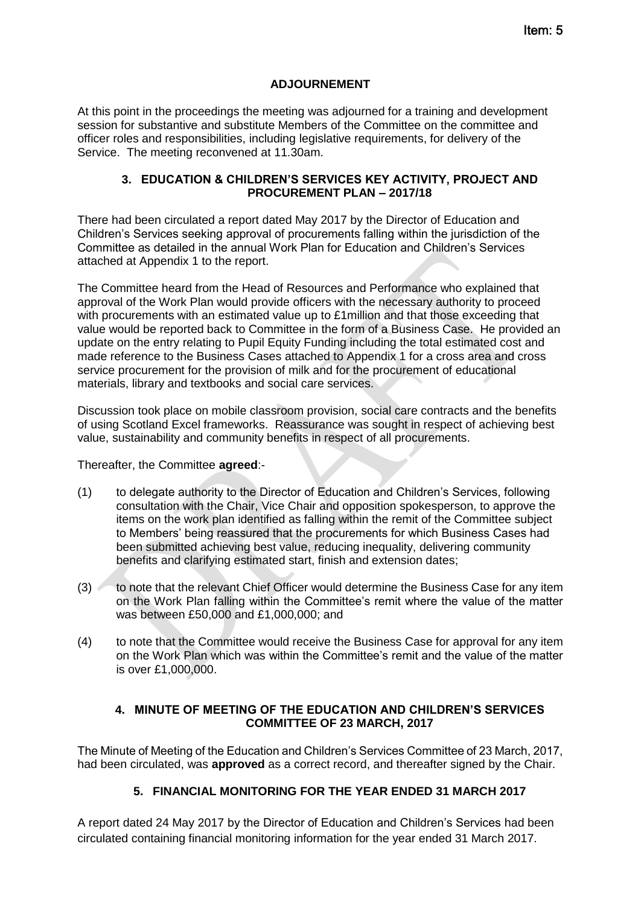Item: 5

**ADJOURNEMENT**

At this point in the proceedings the meeting was adjourned for a training and development session for substantive and substitute Members of the Committee on the committee and officer roles and responsibilities, including legislative requirements, for delivery of the Service. The meeting reconvened at 11.30am.

## 3. EDUCATION & CHILDREN'S SERVICES KEY ACTIVITY, PROJECT AND PROCUREMENT PLAN – 2017/18

There had been circulated a report dated May 2017 by the Director of Education and Children's Services seeking approval of procurements falling within the jurisdiction of the Committee as detailed in the annual Work Plan for Education and Children's Services attached at Appendix 1 to the report.

The Committee heard from the Head of Resources and Performance who explained that approval of the Work Plan would provide officers with the necessary authority to proceed with procurements with an estimated value up to £1million and that those exceeding that value would be reported back to Committee in the form of a Business Case. He provided an update on the entry relating to Pupil Equity Funding including the total estimated cost and made reference to the Business Cases attached to Appendix 1 for a cross area and cross service procurement for the provision of milk and for the procurement of educational materials, library and textbooks and social care services.

Discussion took place on mobile classroom provision, social care contracts and the benefits of using Scotland Excel frameworks. Reassurance was sought in respect of achieving best value, sustainability and community benefits in respect of all procurements.

Thereafter, the Committee **agreed**:-

(1) to delegate authority to the Director of Education and Children's Services, following consultation with the Chair, Vice Chair and opposition spokesperson, to approve the items on the work plan identified as falling within the remit of the Committee subject to Members' being reassured that the procurements for which Business Cases had been submitted achieving best value, reducing inequality, delivering community benefits and clarifying estimated start, finish and extension dates;

(3) to note that the relevant Chief Officer would determine the Business Case for any item on the Work Plan falling within the Committee's remit where the value of the matter was between £50,000 and £1,000,000; and

(4) to note that the Committee would receive the Business Case for approval for any item on the Work Plan which was within the Committee's remit and the value of the matter is over £1,000,000.

## 4. MINUTE OF MEETING OF THE EDUCATION AND CHILDREN'S SERVICES COMMITTEE OF 23 MARCH, 2017

The Minute of Meeting of the Education and Children's Services Committee of 23 March, 2017, had been circulated, was **approved** as a correct record, and thereafter signed by the Chair.

## 5. FINANCIAL MONITORING FOR THE YEAR ENDED 31 MARCH 2017

A report dated 24 May 2017 by the Director of Education and Children's Services had been circulated containing financial monitoring information for the year ended 31 March 2017.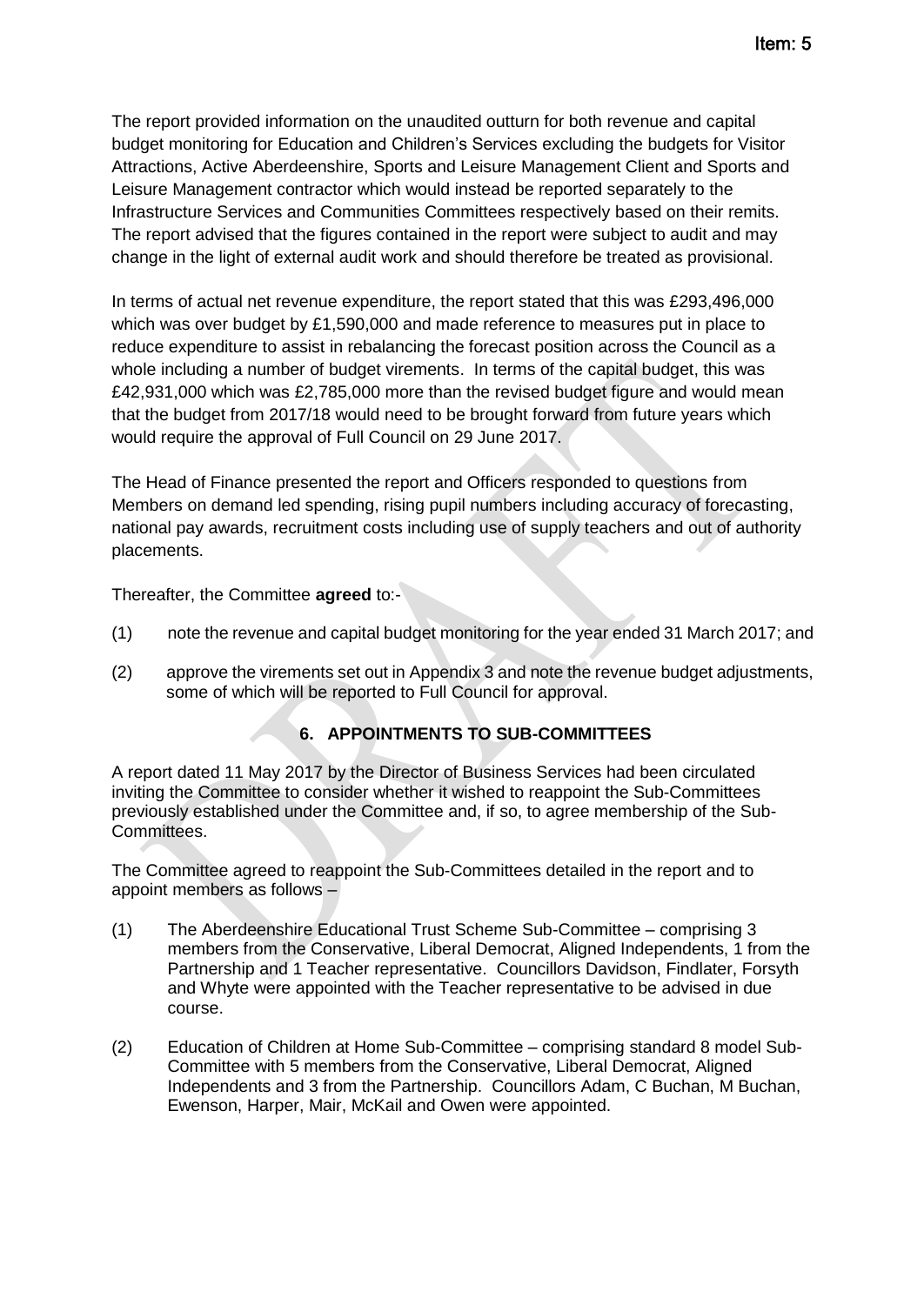The report provided information on the unaudited outturn for both revenue and capital budget monitoring for Education and Children's Services excluding the budgets for Visitor Attractions, Active Aberdeenshire, Sports and Leisure Management Client and Sports and Leisure Management contractor which would instead be reported separately to the Infrastructure Services and Communities Committees respectively based on their remits. The report advised that the figures contained in the report were subject to audit and may change in the light of external audit work and should therefore be treated as provisional.

In terms of actual net revenue expenditure, the report stated that this was £293,496,000 which was over budget by £1,590,000 and made reference to measures put in place to reduce expenditure to assist in rebalancing the forecast position across the Council as a whole including a number of budget virements. In terms of the capital budget, this was £42,931,000 which was £2,785,000 more than the revised budget figure and would mean that the budget from 2017/18 would need to be brought forward from future years which would require the approval of Full Council on 29 June 2017.

The Head of Finance presented the report and Officers responded to questions from Members on demand led spending, rising pupil numbers including accuracy of forecasting, national pay awards, recruitment costs including use of supply teachers and out of authority placements.

Thereafter, the Committee **agreed** to:-

(1) note the revenue and capital budget monitoring for the year ended 31 March 2017; and

(2) approve the virements set out in Appendix 3 and note the revenue budget adjustments, some of which will be reported to Full Council for approval.

## 6. APPOINTMENTS TO SUB-COMMITTEES

A report dated 11 May 2017 by the Director of Business Services had been circulated inviting the Committee to consider whether it wished to reappoint the Sub-Committees previously established under the Committee and, if so, to agree membership of the Sub-Committees.

The Committee agreed to reappoint the Sub-Committees detailed in the report and to appoint members as follows –

(1) The Aberdeenshire Educational Trust Scheme Sub-Committee – comprising 3 members from the Conservative, Liberal Democrat, Aligned Independents, 1 from the Partnership and 1 Teacher representative. Councillors Davidson, Findlater, Forsyth and Whyte were appointed with the Teacher representative to be advised in due course.

(2) Education of Children at Home Sub-Committee – comprising standard 8 model Sub-Committee with 5 members from the Conservative, Liberal Democrat, Aligned Independents and 3 from the Partnership. Councillors Adam, C Buchan, M Buchan, Ewenson, Harper, Mair, McKail and Owen were appointed.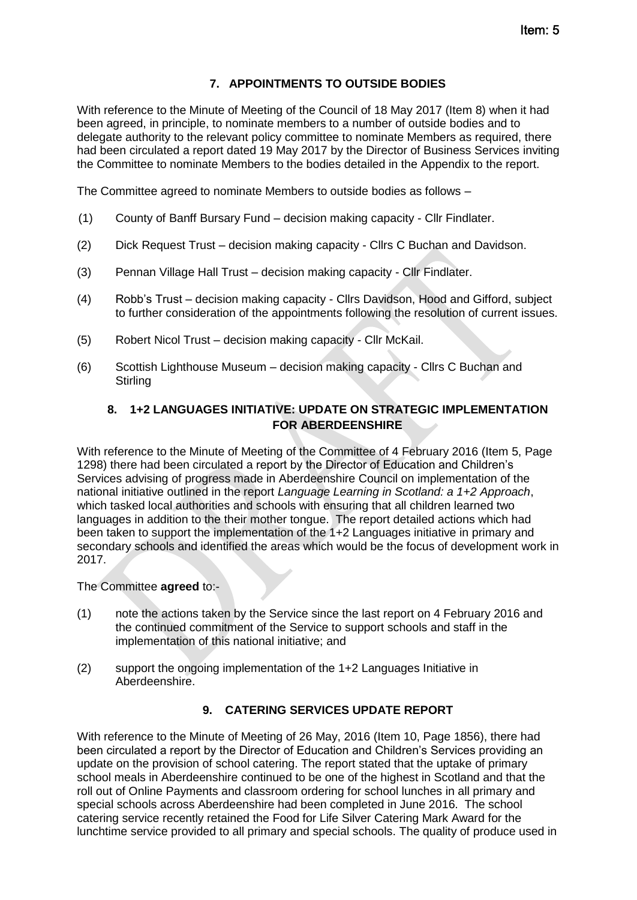## 7. APPOINTMENTS TO OUTSIDE BODIES

With reference to the Minute of Meeting of the Council of 18 May 2017 (Item 8) when it had been agreed, in principle, to nominate members to a number of outside bodies and to delegate authority to the relevant policy committee to nominate Members as required, there had been circulated a report dated 19 May 2017 by the Director of Business Services inviting the Committee to nominate Members to the bodies detailed in the Appendix to the report.

The Committee agreed to nominate Members to outside bodies as follows –

(1) County of Banff Bursary Fund – decision making capacity - Cllr Findlater.

(2) Dick Request Trust – decision making capacity - Cllrs C Buchan and Davidson.

(3) Pennan Village Hall Trust – decision making capacity - Cllr Findlater.

(4) Robb's Trust – decision making capacity - Cllrs Davidson, Hood and Gifford, subject to further consideration of the appointments following the resolution of current issues.

(5) Robert Nicol Trust – decision making capacity - Cllr McKail.

(6) Scottish Lighthouse Museum – decision making capacity - Cllrs C Buchan and Stirling

## 8. 1+2 LANGUAGES INITIATIVE: UPDATE ON STRATEGIC IMPLEMENTATION FOR ABERDEENSHIRE

With reference to the Minute of Meeting of the Committee of 4 February 2016 (Item 5, Page 1298) there had been circulated a report by the Director of Education and Children's Services advising of progress made in Aberdeenshire Council on implementation of the national initiative outlined in the report *Language Learning in Scotland: a 1+2 Approach*, which tasked local authorities and schools with ensuring that all children learned two languages in addition to the their mother tongue. The report detailed actions which had been taken to support the implementation of the 1+2 Languages initiative in primary and secondary schools and identified the areas which would be the focus of development work in 2017.

The Committee **agreed** to:-

(1) note the actions taken by the Service since the last report on 4 February 2016 and the continued commitment of the Service to support schools and staff in the implementation of this national initiative; and

(2) support the ongoing implementation of the 1+2 Languages Initiative in Aberdeenshire.

## 9. CATERING SERVICES UPDATE REPORT

With reference to the Minute of Meeting of 26 May, 2016 (Item 10, Page 1856), there had been circulated a report by the Director of Education and Children's Services providing an update on the provision of school catering. The report stated that the uptake of primary school meals in Aberdeenshire continued to be one of the highest in Scotland and that the roll out of Online Payments and classroom ordering for school lunches in all primary and special schools across Aberdeenshire had been completed in June 2016. The school catering service recently retained the Food for Life Silver Catering Mark Award for the lunchtime service provided to all primary and special schools. The quality of produce used in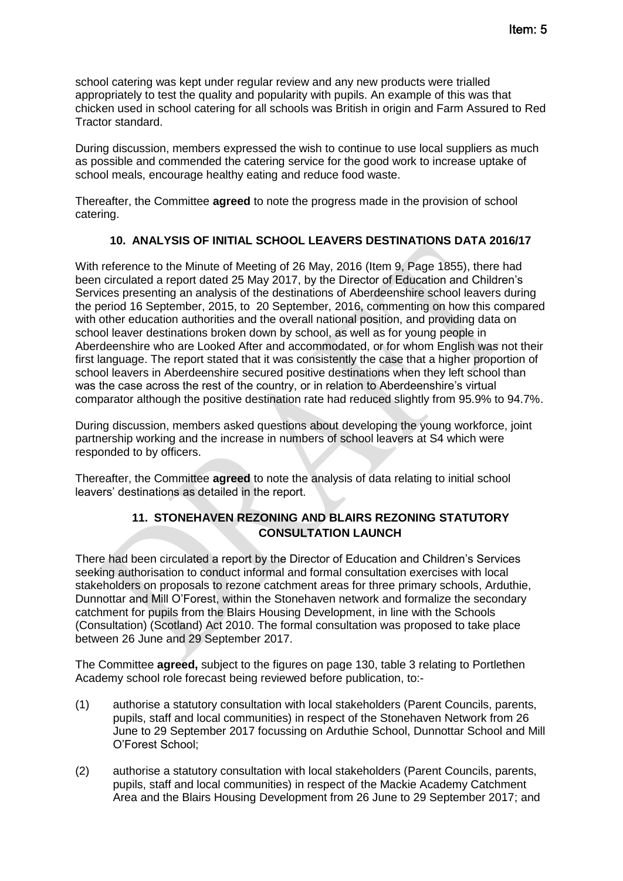school catering was kept under regular review and any new products were trialled appropriately to test the quality and popularity with pupils. An example of this was that chicken used in school catering for all schools was British in origin and Farm Assured to Red Tractor standard.

During discussion, members expressed the wish to continue to use local suppliers as much as possible and commended the catering service for the good work to increase uptake of school meals, encourage healthy eating and reduce food waste.

Thereafter, the Committee **agreed** to note the progress made in the provision of school catering.

## 10. ANALYSIS OF INITIAL SCHOOL LEAVERS DESTINATIONS DATA 2016/17

With reference to the Minute of Meeting of 26 May, 2016 (Item 9, Page 1855), there had been circulated a report dated 25 May 2017, by the Director of Education and Children's Services presenting an analysis of the destinations of Aberdeenshire school leavers during the period 16 September, 2015, to 20 September, 2016, commenting on how this compared with other education authorities and the overall national position, and providing data on school leaver destinations broken down by school, as well as for young people in Aberdeenshire who are Looked After and accommodated, or for whom English was not their first language. The report stated that it was consistently the case that a higher proportion of school leavers in Aberdeenshire secured positive destinations when they left school than was the case across the rest of the country, or in relation to Aberdeenshire's virtual comparator although the positive destination rate had reduced slightly from 95.9% to 94.7%.

During discussion, members asked questions about developing the young workforce, joint partnership working and the increase in numbers of school leavers at S4 which were responded to by officers.

Thereafter, the Committee **agreed** to note the analysis of data relating to initial school leavers' destinations as detailed in the report.

## 11. STONEHAVEN REZONING AND BLAIRS REZONING STATUTORY CONSULTATION LAUNCH

There had been circulated a report by the Director of Education and Children's Services seeking authorisation to conduct informal and formal consultation exercises with local stakeholders on proposals to rezone catchment areas for three primary schools, Arduthie, Dunnottar and Mill O'Forest, within the Stonehaven network and formalize the secondary catchment for pupils from the Blairs Housing Development, in line with the Schools (Consultation) (Scotland) Act 2010. The formal consultation was proposed to take place between 26 June and 29 September 2017.

The Committee **agreed,** subject to the figures on page 130, table 3 relating to Portlethen Academy school role forecast being reviewed before publication, to:-

(1) authorise a statutory consultation with local stakeholders (Parent Councils, parents, pupils, staff and local communities) in respect of the Stonehaven Network from 26 June to 29 September 2017 focussing on Arduthie School, Dunnottar School and Mill O'Forest School;

(2) authorise a statutory consultation with local stakeholders (Parent Councils, parents, pupils, staff and local communities) in respect of the Mackie Academy Catchment Area and the Blairs Housing Development from 26 June to 29 September 2017; and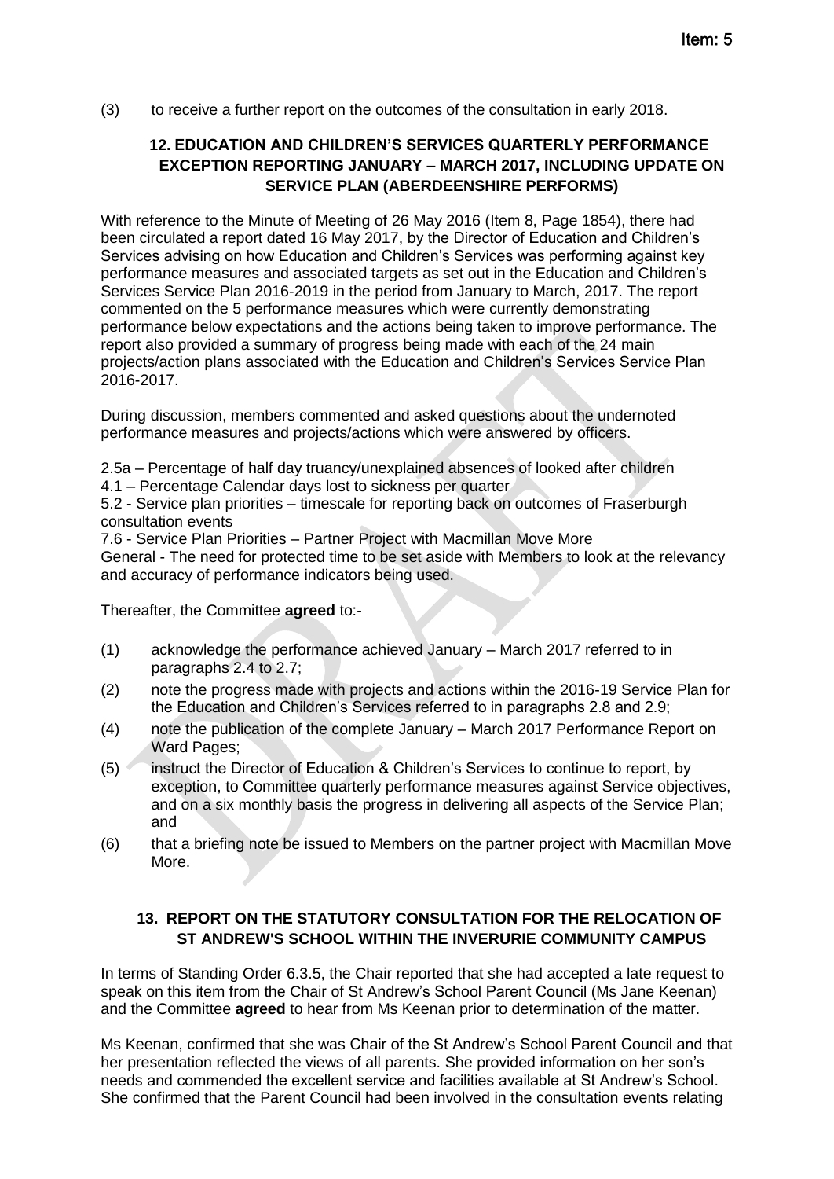(3) to receive a further report on the outcomes of the consultation in early 2018.

## 12. EDUCATION AND CHILDREN'S SERVICES QUARTERLY PERFORMANCE EXCEPTION REPORTING JANUARY – MARCH 2017, INCLUDING UPDATE ON SERVICE PLAN (ABERDEENSHIRE PERFORMS)

With reference to the Minute of Meeting of 26 May 2016 (Item 8, Page 1854), there had been circulated a report dated 16 May 2017, by the Director of Education and Children's Services advising on how Education and Children's Services was performing against key performance measures and associated targets as set out in the Education and Children's Services Service Plan 2016-2019 in the period from January to March, 2017. The report commented on the 5 performance measures which were currently demonstrating performance below expectations and the actions being taken to improve performance. The report also provided a summary of progress being made with each of the 24 main projects/action plans associated with the Education and Children's Services Service Plan 2016-2017.

During discussion, members commented and asked questions about the undernoted performance measures and projects/actions which were answered by officers.

2.5a – Percentage of half day truancy/unexplained absences of looked after children
4.1 – Percentage Calendar days lost to sickness per quarter
5.2 - Service plan priorities – timescale for reporting back on outcomes of Fraserburgh consultation events
7.6 - Service Plan Priorities – Partner Project with Macmillan Move More
General - The need for protected time to be set aside with Members to look at the relevancy and accuracy of performance indicators being used.

Thereafter, the Committee **agreed** to:-

(1) acknowledge the performance achieved January – March 2017 referred to in paragraphs 2.4 to 2.7;

(2) note the progress made with projects and actions within the 2016-19 Service Plan for the Education and Children's Services referred to in paragraphs 2.8 and 2.9;

(4) note the publication of the complete January – March 2017 Performance Report on Ward Pages;

(5) instruct the Director of Education & Children's Services to continue to report, by exception, to Committee quarterly performance measures against Service objectives, and on a six monthly basis the progress in delivering all aspects of the Service Plan; and

(6) that a briefing note be issued to Members on the partner project with Macmillan Move More.

## 13. REPORT ON THE STATUTORY CONSULTATION FOR THE RELOCATION OF ST ANDREW'S SCHOOL WITHIN THE INVERURIE COMMUNITY CAMPUS

In terms of Standing Order 6.3.5, the Chair reported that she had accepted a late request to speak on this item from the Chair of St Andrew's School Parent Council (Ms Jane Keenan) and the Committee **agreed** to hear from Ms Keenan prior to determination of the matter.

Ms Keenan, confirmed that she was Chair of the St Andrew's School Parent Council and that her presentation reflected the views of all parents. She provided information on her son's needs and commended the excellent service and facilities available at St Andrew's School. She confirmed that the Parent Council had been involved in the consultation events relating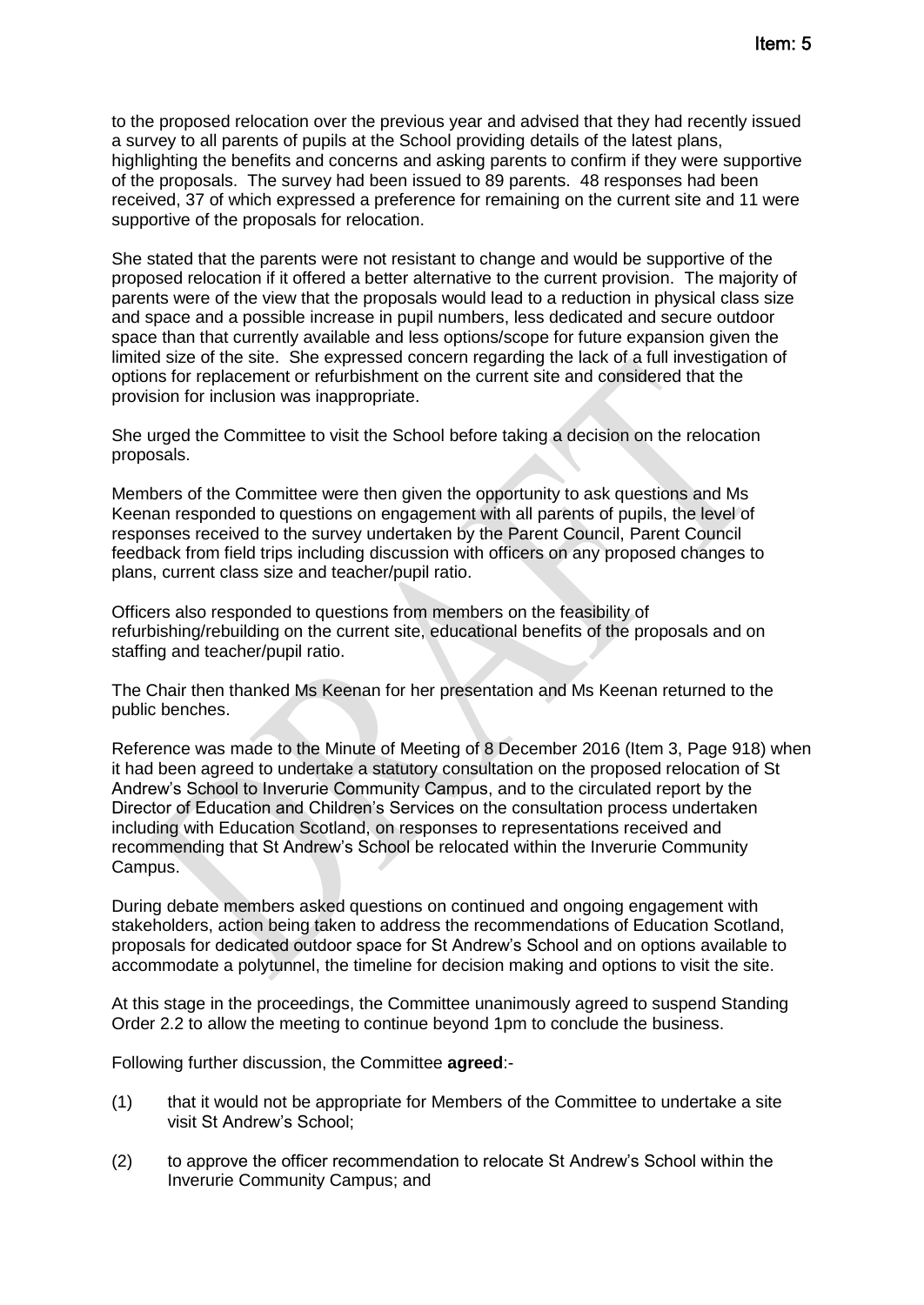to the proposed relocation over the previous year and advised that they had recently issued a survey to all parents of pupils at the School providing details of the latest plans, highlighting the benefits and concerns and asking parents to confirm if they were supportive of the proposals. The survey had been issued to 89 parents. 48 responses had been received, 37 of which expressed a preference for remaining on the current site and 11 were supportive of the proposals for relocation.

She stated that the parents were not resistant to change and would be supportive of the proposed relocation if it offered a better alternative to the current provision. The majority of parents were of the view that the proposals would lead to a reduction in physical class size and space and a possible increase in pupil numbers, less dedicated and secure outdoor space than that currently available and less options/scope for future expansion given the limited size of the site. She expressed concern regarding the lack of a full investigation of options for replacement or refurbishment on the current site and considered that the provision for inclusion was inappropriate.

She urged the Committee to visit the School before taking a decision on the relocation proposals.

Members of the Committee were then given the opportunity to ask questions and Ms Keenan responded to questions on engagement with all parents of pupils, the level of responses received to the survey undertaken by the Parent Council, Parent Council feedback from field trips including discussion with officers on any proposed changes to plans, current class size and teacher/pupil ratio.

Officers also responded to questions from members on the feasibility of refurbishing/rebuilding on the current site, educational benefits of the proposals and on staffing and teacher/pupil ratio.

The Chair then thanked Ms Keenan for her presentation and Ms Keenan returned to the public benches.

Reference was made to the Minute of Meeting of 8 December 2016 (Item 3, Page 918) when it had been agreed to undertake a statutory consultation on the proposed relocation of St Andrew's School to Inverurie Community Campus, and to the circulated report by the Director of Education and Children's Services on the consultation process undertaken including with Education Scotland, on responses to representations received and recommending that St Andrew's School be relocated within the Inverurie Community Campus.

During debate members asked questions on continued and ongoing engagement with stakeholders, action being taken to address the recommendations of Education Scotland, proposals for dedicated outdoor space for St Andrew's School and on options available to accommodate a polytunnel, the timeline for decision making and options to visit the site.

At this stage in the proceedings, the Committee unanimously agreed to suspend Standing Order 2.2 to allow the meeting to continue beyond 1pm to conclude the business.

Following further discussion, the Committee **agreed**:-

(1) that it would not be appropriate for Members of the Committee to undertake a site visit St Andrew's School;

(2) to approve the officer recommendation to relocate St Andrew's School within the Inverurie Community Campus; and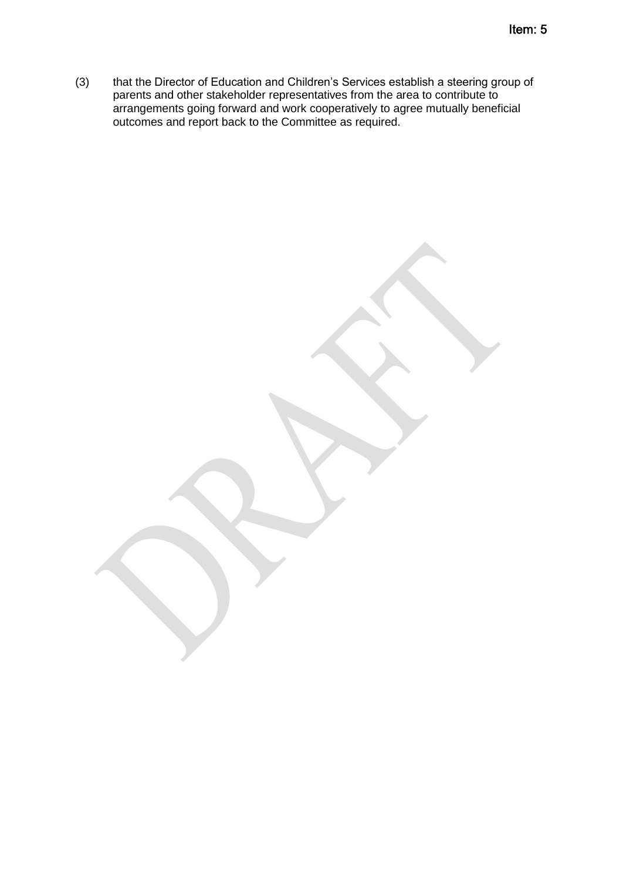(3) that the Director of Education and Children's Services establish a steering group of parents and other stakeholder representatives from the area to contribute to arrangements going forward and work cooperatively to agree mutually beneficial outcomes and report back to the Committee as required.